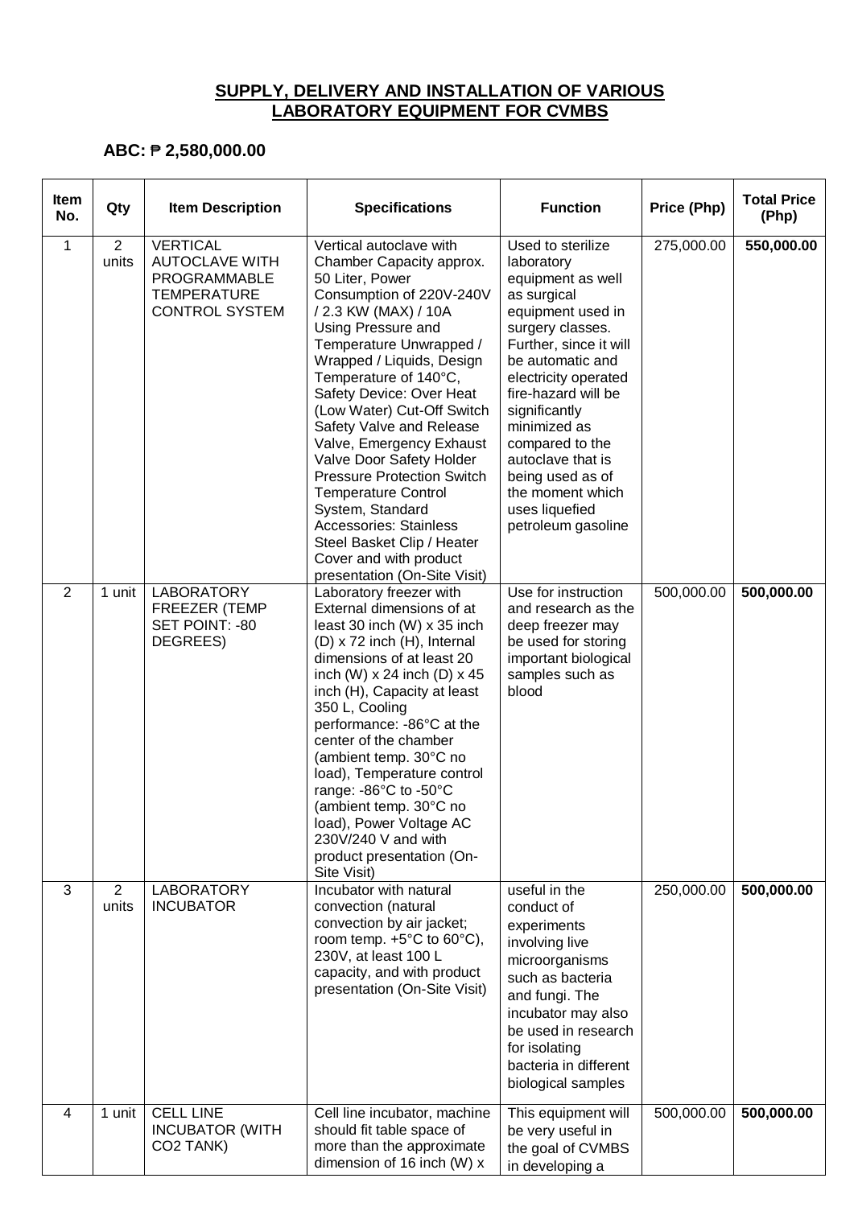## SUPPLY, DELIVERY AND INSTALLATION OF VARIOUS LABORATORY EQUIPMENT FOR CVMBS

### ABC: ₱ 2,580,000.00

| Item No. | Qty | Item Description | Specifications | Function | Price (Php) | Total Price (Php) |
|---|---|---|---|---|---|---|
| 1 | 2 units | VERTICAL AUTOCLAVE WITH PROGRAMMABLE TEMPERATURE CONTROL SYSTEM | Vertical autoclave with Chamber Capacity approx. 50 Liter, Power Consumption of 220V-240V / 2.3 KW (MAX) / 10A Using Pressure and Temperature Unwrapped / Wrapped / Liquids, Design Temperature of 140°C, Safety Device: Over Heat (Low Water) Cut-Off Switch Safety Valve and Release Valve, Emergency Exhaust Valve Door Safety Holder Pressure Protection Switch Temperature Control System, Standard Accessories: Stainless Steel Basket Clip / Heater Cover and with product presentation (On-Site Visit) | Used to sterilize laboratory equipment as well as surgical equipment used in surgery classes. Further, since it will be automatic and electricity operated fire-hazard will be significantly minimized as compared to the autoclave that is being used as of the moment which uses liquefied petroleum gasoline | 275,000.00 | **550,000.00** |
| 2 | 1 unit | LABORATORY FREEZER (TEMP SET POINT: -80 DEGREES) | Laboratory freezer with External dimensions of at least 30 inch (W) x 35 inch (D) x 72 inch (H), Internal dimensions of at least 20 inch (W) x 24 inch (D) x 45 inch (H), Capacity at least 350 L, Cooling performance: -86°C at the center of the chamber (ambient temp. 30°C no load), Temperature control range: -86°C to -50°C (ambient temp. 30°C no load), Power Voltage AC 230V/240 V and with product presentation (On-Site Visit) | Use for instruction and research as the deep freezer may be used for storing important biological samples such as blood | 500,000.00 | **500,000.00** |
| 3 | 2 units | LABORATORY INCUBATOR | Incubator with natural convection (natural convection by air jacket; room temp. +5°C to 60°C), 230V, at least 100 L capacity, and with product presentation (On-Site Visit) | useful in the conduct of experiments involving live microorganisms such as bacteria and fungi. The incubator may also be used in research for isolating bacteria in different biological samples | 250,000.00 | **500,000.00** |
| 4 | 1 unit | CELL LINE INCUBATOR (WITH $CO_2$ TANK) | Cell line incubator, machine should fit table space of more than the approximate dimension of 16 inch (W) x | This equipment will be very useful in the goal of CVMBS in developing a | 500,000.00 | **500,000.00** |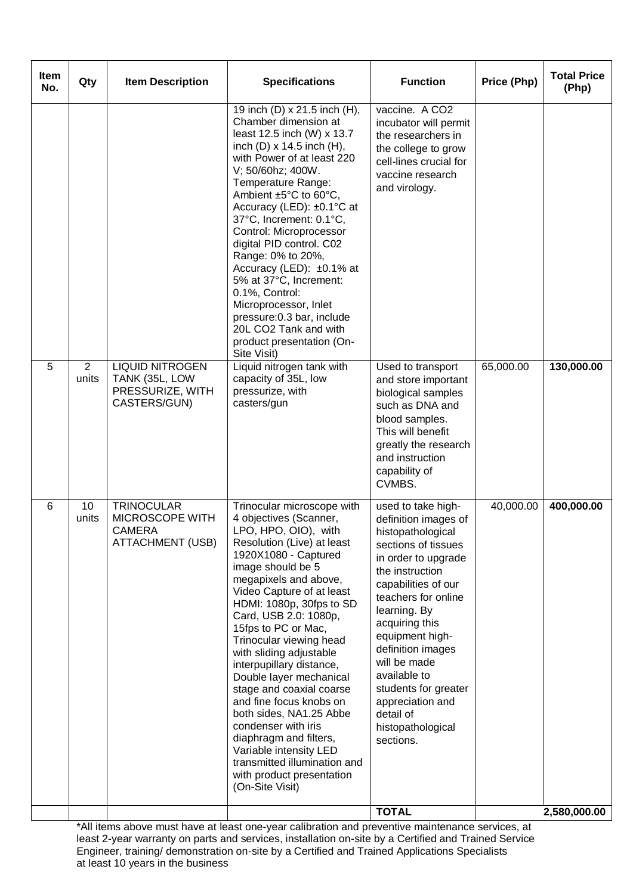| Item No. | Qty | Item Description | Specifications | Function | Price (Php) | Total Price (Php) |
|---|---|---|---|---|---|---|
| | | | 19 inch (D) x 21.5 inch (H), Chamber dimension at least 12.5 inch (W) x 13.7 inch (D) x 14.5 inch (H), with Power of at least 220 V; 50/60hz; 400W. Temperature Range: Ambient ±5°C to 60°C, Accuracy (LED): ±0.1°C at 37°C, Increment: 0.1°C, Control: Microprocessor digital PID control. C02 Range: 0% to 20%, Accuracy (LED): ±0.1% at 5% at 37°C, Increment: 0.1%, Control: Microprocessor, Inlet pressure:0.3 bar, include 20L CO2 Tank and with product presentation (On-Site Visit) | vaccine. A CO2 incubator will permit the researchers in the college to grow cell-lines crucial for vaccine research and virology. | | |
| 5 | 2 units | LIQUID NITROGEN TANK (35L, LOW PRESSURIZE, WITH CASTERS/GUN) | Liquid nitrogen tank with capacity of 35L, low pressurize, with casters/gun | Used to transport and store important biological samples such as DNA and blood samples. This will benefit greatly the research and instruction capability of CVMBS. | 65,000.00 | **130,000.00** |
| 6 | 10 units | TRINOCULAR MICROSCOPE WITH CAMERA ATTACHMENT (USB) | Trinocular microscope with 4 objectives (Scanner, LPO, HPO, OIO), with Resolution (Live) at least 1920X1080 - Captured image should be 5 megapixels and above, Video Capture of at least HDMI: 1080p, 30fps to SD Card, USB 2.0: 1080p, 15fps to PC or Mac, Trinocular viewing head with sliding adjustable interpupillary distance, Double layer mechanical stage and coaxial coarse and fine focus knobs on both sides, NA1.25 Abbe condenser with iris diaphragm and filters, Variable intensity LED transmitted illumination and with product presentation (On-Site Visit) | used to take high-definition images of histopathological sections of tissues in order to upgrade the instruction capabilities of our teachers for online learning. By acquiring this equipment high-definition images will be made available to students for greater appreciation and detail of histopathological sections. | 40,000.00 | **400,000.00** |
| | | | | **TOTAL** | | **2,580,000.00** |

*All items above must have at least one-year calibration and preventive maintenance services, at least 2-year warranty on parts and services, installation on-site by a Certified and Trained Service Engineer, training/ demonstration on-site by a Certified and Trained Applications Specialists at least 10 years in the business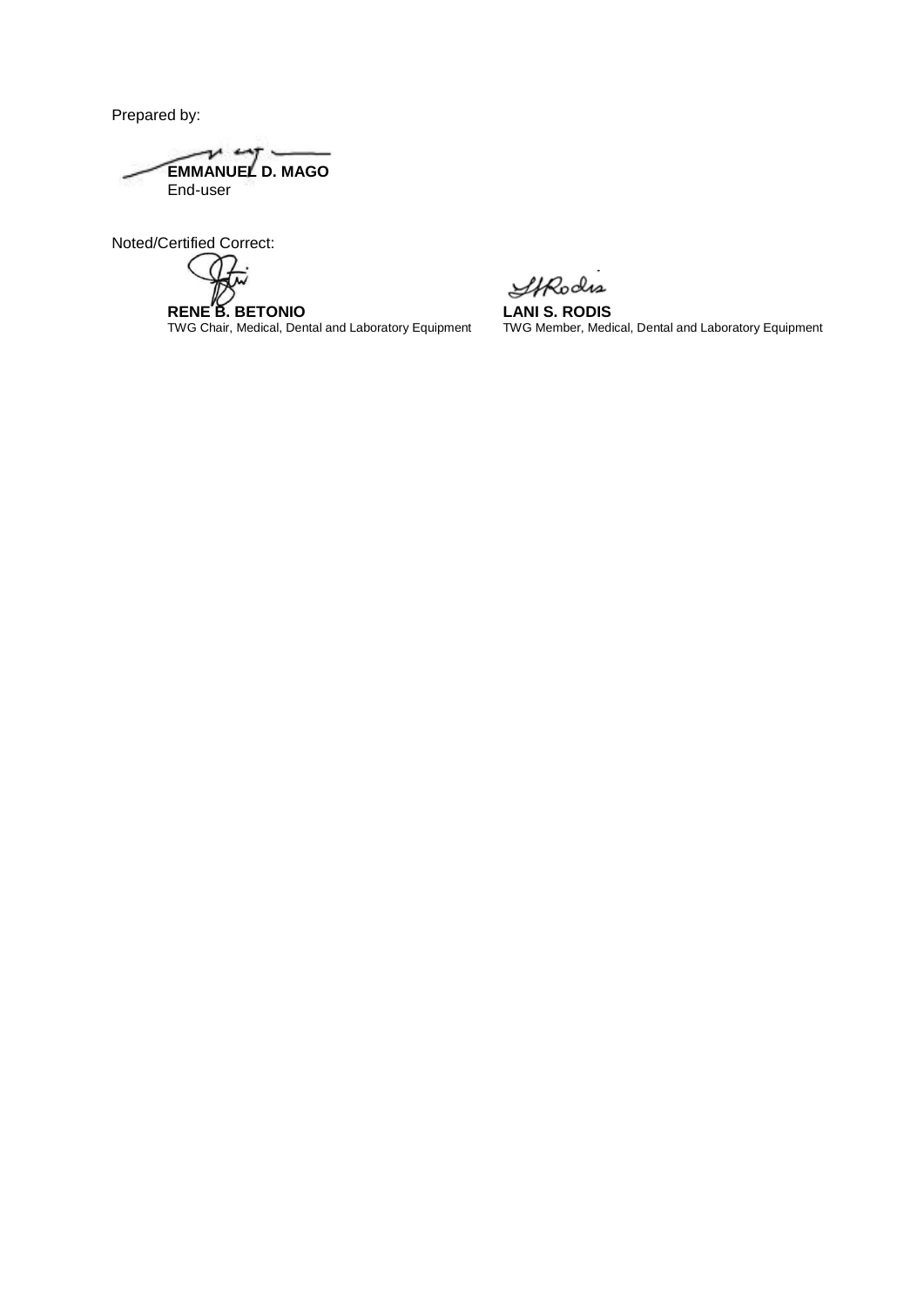Prepared by:

**EMMANUEL D. MAGO**
End-user

Noted/Certified Correct:

**RENE B. BETONIO**
TWG Chair, Medical, Dental and Laboratory Equipment

**LANI S. RODIS**
TWG Member, Medical, Dental and Laboratory Equipment